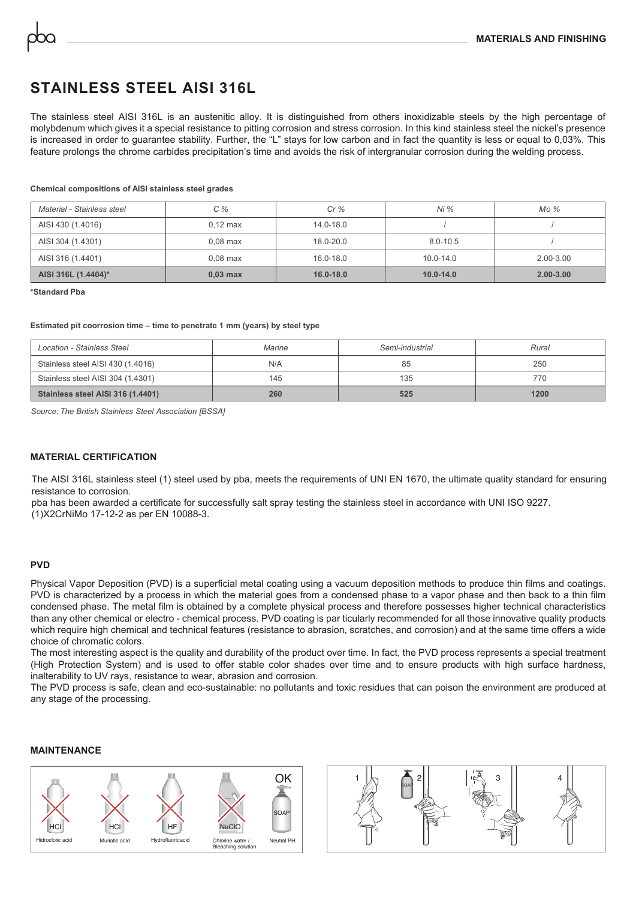# STAINLESS STEEL AISI 316L

The stainless steel AISI 316L is an austenitic alloy. It is distinguished from others inoxidizable steels by the high percentage of molybdenum which gives it a special resistance to pitting corrosion and stress corrosion. In this kind stainless steel the nickel's presence is increased in order to guarantee stability. Further, the "L" stays for low carbon and in fact the quantity is less or equal to 0,03%. This feature prolongs the chrome carbides precipitation's time and avoids the risk of intergranular corrosion during the welding process.

**Chemical compositions of AISI stainless steel grades**

| *Material - Stainless steel* | *C %* | *Cr %* | *Ni %* | *Mo %* |
|---|---|---|---|---|
| AISI 430 (1.4016) | 0,12 max | 14.0-18.0 | / | / |
| AISI 304 (1.4301) | 0,08 max | 18.0-20.0 | 8.0-10.5 | / |
| AISI 316 (1.4401) | 0,08 max | 16.0-18.0 | 10.0-14.0 | 2.00-3.00 |
| **AISI 316L (1.4404)*** | **0,03 max** | **16.0-18.0** | **10.0-14.0** | **2.00-3.00** |

***Standard Pba**

**Estimated pit coorrosion time – time to penetrate 1 mm (years) by steel type**

| *Location - Stainless Steel* | *Marine* | *Semi-industrial* | *Rural* |
|---|---|---|---|
| Stainless steel AISI 430 (1.4016) | N/A | 85 | 250 |
| Stainless steel AISI 304 (1.4301) | 145 | 135 | 770 |
| **Stainless steel AISI 316 (1.4401)** | **260** | **525** | **1200** |

*Source: The British Stainless Steel Association [BSSA]*

## MATERIAL CERTIFICATION

The AISI 316L stainless steel (1) steel used by pba, meets the requirements of UNI EN 1670, the ultimate quality standard for ensuring resistance to corrosion.
pba has been awarded a certificate for successfully salt spray testing the stainless steel in accordance with UNI ISO 9227.
(1)X2CrNiMo 17-12-2 as per EN 10088-3.

## PVD

Physical Vapor Deposition (PVD) is a superficial metal coating using a vacuum deposition methods to produce thin films and coatings. PVD is characterized by a process in which the material goes from a condensed phase to a vapor phase and then back to a thin film condensed phase. The metal film is obtained by a complete physical process and therefore possesses higher technical characteristics than any other chemical or electro - chemical process. PVD coating is par ticularly recommended for all those innovative quality products which require high chemical and technical features (resistance to abrasion, scratches, and corrosion) and at the same time offers a wide choice of chromatic colors.
The most interesting aspect is the quality and durability of the product over time. In fact, the PVD process represents a special treatment (High Protection System) and is used to offer stable color shades over time and to ensure products with high surface hardness, inalterability to UV rays, resistance to wear, abrasion and corrosion.
The PVD process is safe, clean and eco-sustainable: no pollutants and toxic residues that can poison the environment are produced at any stage of the processing.

## MAINTENANCE

HCl – Hidrocloric acid | HCl – Muriatic acid | HF – Hydrofluoricacid | NaClO – Chlorine water / Bleaching solution | OK: SOAP – Neutral PH

1 | 2 | 3 | 4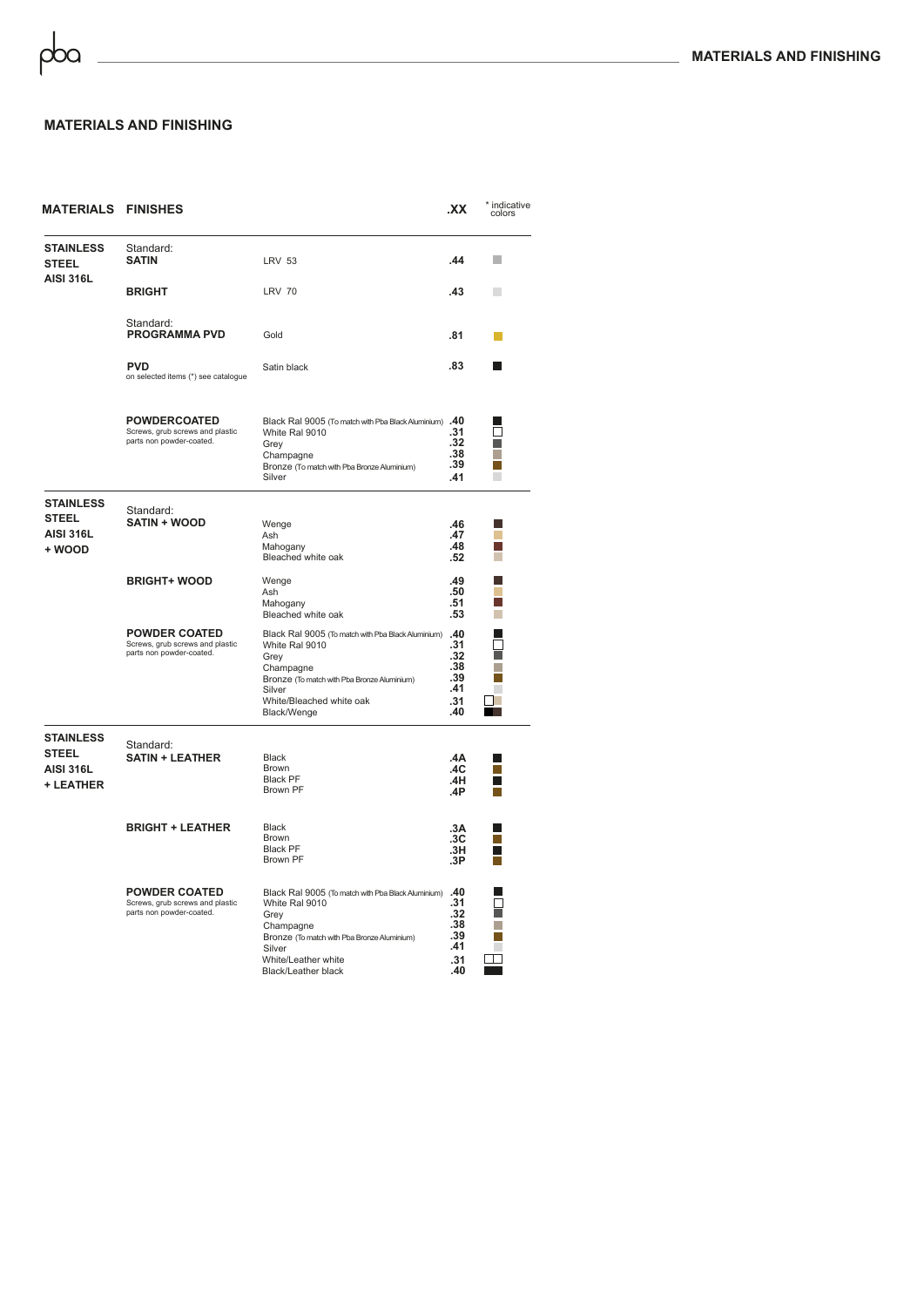## MATERIALS AND FINISHING

| MATERIALS | FINISHES | | .XX | * indicative colors |
|---|---|---|---|---|
| **STAINLESS STEEL AISI 316L** | Standard: **SATIN** | LRV 53 | **.44** | |
| | **BRIGHT** | LRV 70 | **.43** | |
| | Standard: **PROGRAMMA PVD** | Gold | **.81** | |
| | **PVD** on selected items (*) see catalogue | Satin black | **.83** | |
| | **POWDERCOATED** Screws, grub screws and plastic parts non powder-coated. | Black Ral 9005 (To match with Pba Black Aluminium) | **.40** | |
| | | White Ral 9010 | **.31** | |
| | | Grey | **.32** | |
| | | Champagne | **.38** | |
| | | Bronze (To match with Pba Bronze Aluminium) | **.39** | |
| | | Silver | **.41** | |
| **STAINLESS STEEL AISI 316L + WOOD** | Standard: **SATIN + WOOD** | Wenge | **.46** | |
| | | Ash | **.47** | |
| | | Mahogany | **.48** | |
| | | Bleached white oak | **.52** | |
| | **BRIGHT+ WOOD** | Wenge | **.49** | |
| | | Ash | **.50** | |
| | | Mahogany | **.51** | |
| | | Bleached white oak | **.53** | |
| | **POWDER COATED** Screws, grub screws and plastic parts non powder-coated. | Black Ral 9005 (To match with Pba Black Aluminium) | **.40** | |
| | | White Ral 9010 | **.31** | |
| | | Grey | **.32** | |
| | | Champagne | **.38** | |
| | | Bronze (To match with Pba Bronze Aluminium) | **.39** | |
| | | Silver | **.41** | |
| | | White/Bleached white oak | **.31** | |
| | | Black/Wenge | **.40** | |
| **STAINLESS STEEL AISI 316L + LEATHER** | Standard: **SATIN + LEATHER** | Black | **.4A** | |
| | | Brown | **.4C** | |
| | | Black PF | **.4H** | |
| | | Brown PF | **.4P** | |
| | **BRIGHT + LEATHER** | Black | **.3A** | |
| | | Brown | **.3C** | |
| | | Black PF | **.3H** | |
| | | Brown PF | **.3P** | |
| | **POWDER COATED** Screws, grub screws and plastic parts non powder-coated. | Black Ral 9005 (To match with Pba Black Aluminium) | **.40** | |
| | | White Ral 9010 | **.31** | |
| | | Grey | **.32** | |
| | | Champagne | **.38** | |
| | | Bronze (To match with Pba Bronze Aluminium) | **.39** | |
| | | Silver | **.41** | |
| | | White/Leather white | **.31** | |
| | | Black/Leather black | **.40** | |